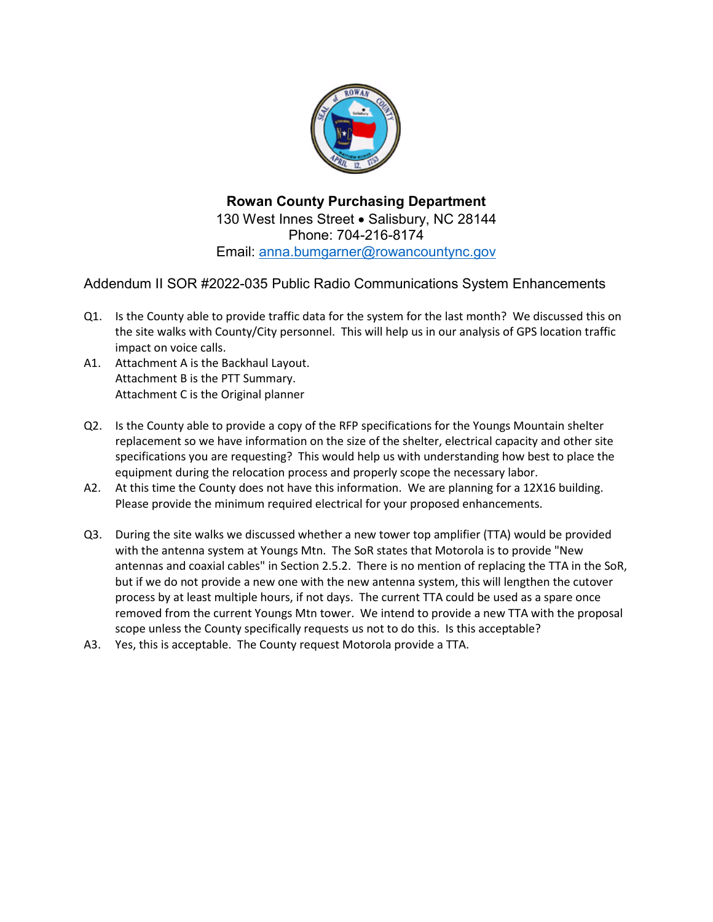**Rowan County Purchasing Department**
130 West Innes Street • Salisbury, NC 28144
Phone: 704-216-8174
Email: anna.bumgarner@rowancountync.gov

## Addendum II SOR #2022-035 Public Radio Communications System Enhancements

Q1. Is the County able to provide traffic data for the system for the last month? We discussed this on the site walks with County/City personnel. This will help us in our analysis of GPS location traffic impact on voice calls.

A1. Attachment A is the Backhaul Layout.
Attachment B is the PTT Summary.
Attachment C is the Original planner

Q2. Is the County able to provide a copy of the RFP specifications for the Youngs Mountain shelter replacement so we have information on the size of the shelter, electrical capacity and other site specifications you are requesting? This would help us with understanding how best to place the equipment during the relocation process and properly scope the necessary labor.

A2. At this time the County does not have this information. We are planning for a 12X16 building. Please provide the minimum required electrical for your proposed enhancements.

Q3. During the site walks we discussed whether a new tower top amplifier (TTA) would be provided with the antenna system at Youngs Mtn. The SoR states that Motorola is to provide "New antennas and coaxial cables" in Section 2.5.2. There is no mention of replacing the TTA in the SoR, but if we do not provide a new one with the new antenna system, this will lengthen the cutover process by at least multiple hours, if not days. The current TTA could be used as a spare once removed from the current Youngs Mtn tower. We intend to provide a new TTA with the proposal scope unless the County specifically requests us not to do this. Is this acceptable?

A3. Yes, this is acceptable. The County request Motorola provide a TTA.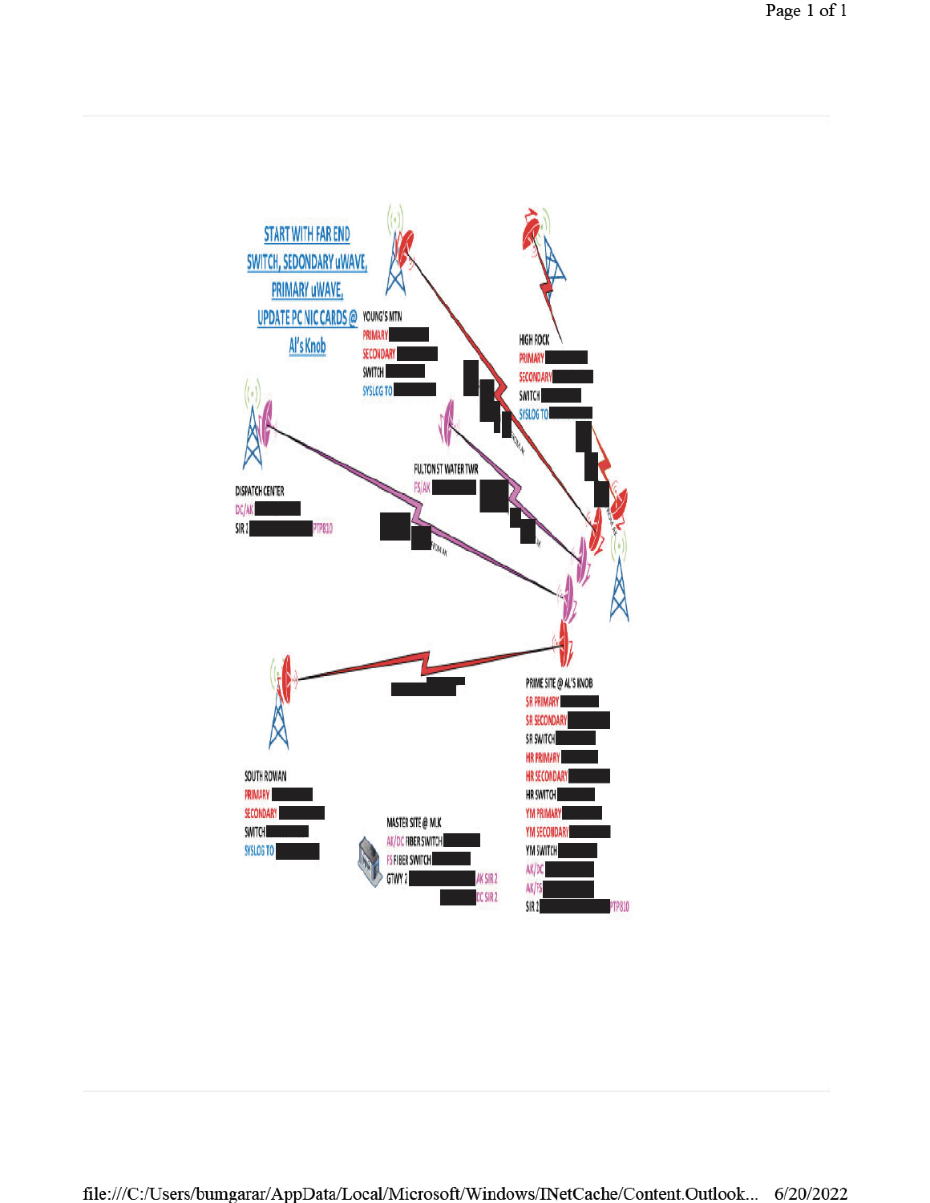START WITH FAR END SWITCH, SEDONDARY uWAVE, PRIMARY uWAVE, UPDATE PC NIC CARDS @ Al's Knob

YOUNG'S MTN
PRIMARY
SECONDARY
SWITCH
SYSLOG TO

HIGH ROCK
PRIMARY
SECONDARY
SWITCH
SYSLOG TO

DISPATCH CENTER
DC/AK
SIR 1 PTP810

FULTON ST WATER TWR
FS/AK

PRIME SITE @ AL'S KNOB
SR PRIMARY
SR SECONDARY
SR SWITCH
HR PRIMARY
HR SECONDARY
HR SWITCH
YM PRIMARY
YM SECONDARY
YM SWITCH
AK/DC
AK/FS
SIR 1 PTP810

SOUTH ROWAN
PRIMARY
SECONDARY
SWITCH
SYSLOG TO

MASTER SITE @ MLK
AK/DC FIBER SWITCH
FS FIBER SWITCH
GTWY 2 AK SIR 2
DC SIR 2

file:///C:/Users/bumgarar/AppData/Local/Microsoft/Windows/INetCache/Content.Outlook... 6/20/2022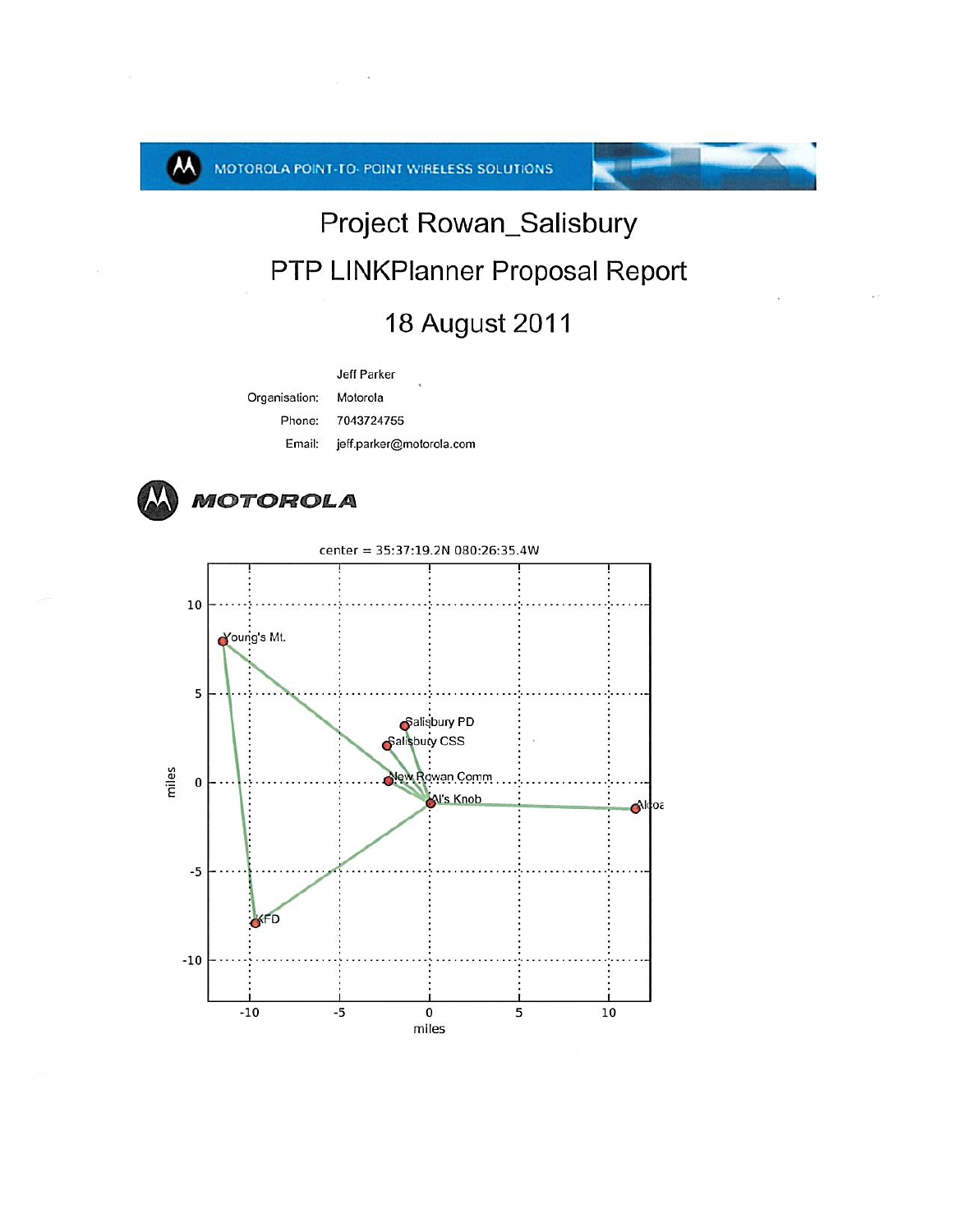MOTOROLA POINT-TO-POINT WIRELESS SOLUTIONS

# Project Rowan_Salisbury

## PTP LINKPlanner Proposal Report

## 18 August 2011

|  |  |
|---|---|
|  | Jeff Parker |
| Organisation: | Motorola |
| Phone: | 7043724755 |
| Email: | jeff.parker@motorola.com |

**MOTOROLA**

center = 35:37:19.2N 080:26:35.4W

Young's Mt.

Salisbury PD

Salisbury CSS

New Rowan Comm

Al's Knob

Alcoa

KFD

miles

miles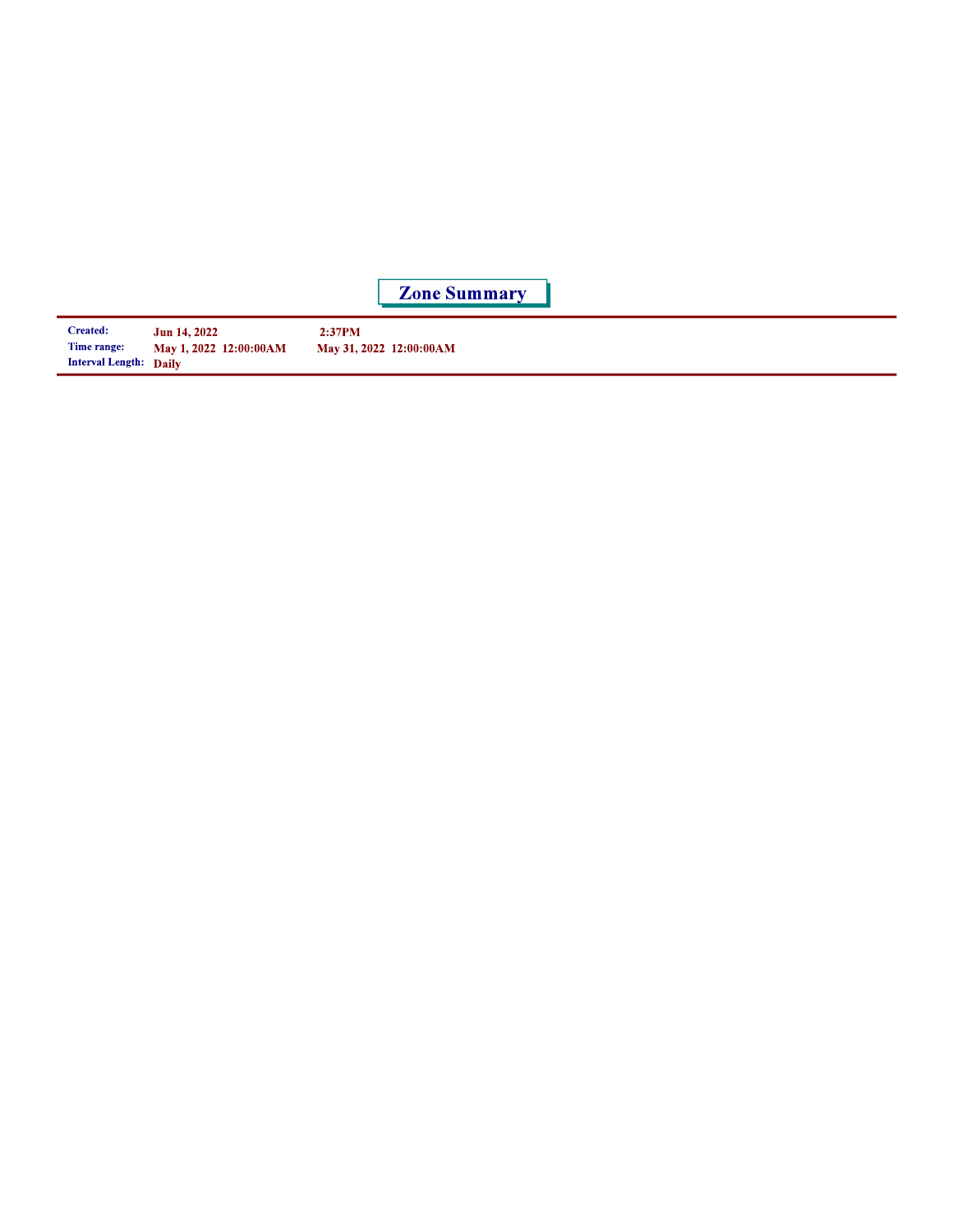# Zone Summary

| | | |
|---|---|---|
| **Created:** | **Jun 14, 2022** | **2:37PM** |
| **Time range:** | **May 1, 2022 12:00:00AM** | **May 31, 2022 12:00:00AM** |
| **Interval Length:** | **Daily** | |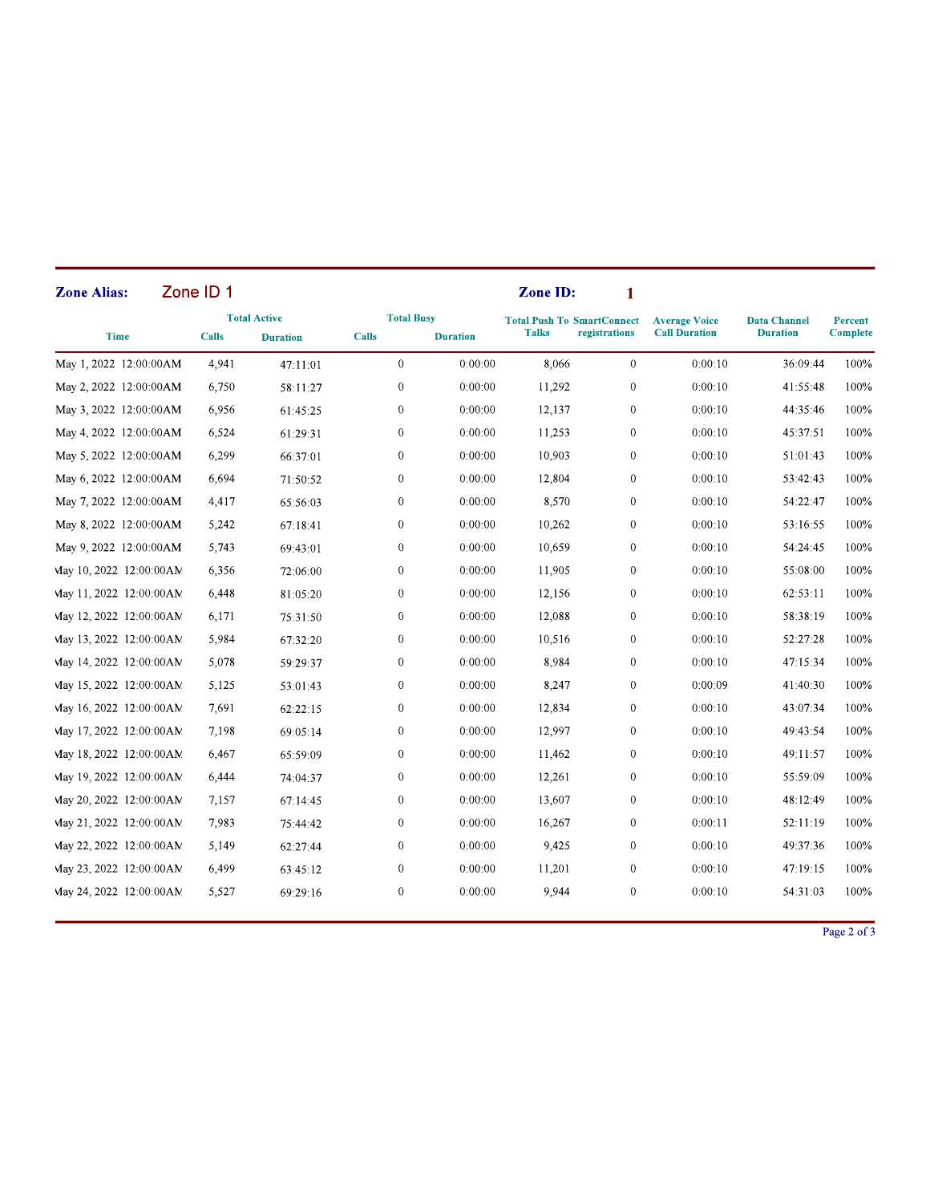**Zone Alias:** Zone ID 1 **Zone ID:** 1

| Time | Total Active | | Total Busy | | Total Push To Talks | SmartConnect registrations | Average Voice Call Duration | Data Channel Duration | Percent Complete |
|---|---|---|---|---|---|---|---|---|---|
| | Calls | Duration | Calls | Duration | | | | | |
| May 1, 2022 12:00:00AM | 4,941 | 47:11:01 | 0 | 0:00:00 | 8,066 | 0 | 0:00:10 | 36:09:44 | 100% |
| May 2, 2022 12:00:00AM | 6,750 | 58:11:27 | 0 | 0:00:00 | 11,292 | 0 | 0:00:10 | 41:55:48 | 100% |
| May 3, 2022 12:00:00AM | 6,956 | 61:45:25 | 0 | 0:00:00 | 12,137 | 0 | 0:00:10 | 44:35:46 | 100% |
| May 4, 2022 12:00:00AM | 6,524 | 61:29:31 | 0 | 0:00:00 | 11,253 | 0 | 0:00:10 | 45:37:51 | 100% |
| May 5, 2022 12:00:00AM | 6,299 | 66:37:01 | 0 | 0:00:00 | 10,903 | 0 | 0:00:10 | 51:01:43 | 100% |
| May 6, 2022 12:00:00AM | 6,694 | 71:50:52 | 0 | 0:00:00 | 12,804 | 0 | 0:00:10 | 53:42:43 | 100% |
| May 7, 2022 12:00:00AM | 4,417 | 65:56:03 | 0 | 0:00:00 | 8,570 | 0 | 0:00:10 | 54:22:47 | 100% |
| May 8, 2022 12:00:00AM | 5,242 | 67:18:41 | 0 | 0:00:00 | 10,262 | 0 | 0:00:10 | 53:16:55 | 100% |
| May 9, 2022 12:00:00AM | 5,743 | 69:43:01 | 0 | 0:00:00 | 10,659 | 0 | 0:00:10 | 54:24:45 | 100% |
| May 10, 2022 12:00:00AM | 6,356 | 72:06:00 | 0 | 0:00:00 | 11,905 | 0 | 0:00:10 | 55:08:00 | 100% |
| May 11, 2022 12:00:00AM | 6,448 | 81:05:20 | 0 | 0:00:00 | 12,156 | 0 | 0:00:10 | 62:53:11 | 100% |
| May 12, 2022 12:00:00AM | 6,171 | 75:31:50 | 0 | 0:00:00 | 12,088 | 0 | 0:00:10 | 58:38:19 | 100% |
| May 13, 2022 12:00:00AM | 5,984 | 67:32:20 | 0 | 0:00:00 | 10,516 | 0 | 0:00:10 | 52:27:28 | 100% |
| May 14, 2022 12:00:00AM | 5,078 | 59:29:37 | 0 | 0:00:00 | 8,984 | 0 | 0:00:10 | 47:15:34 | 100% |
| May 15, 2022 12:00:00AM | 5,125 | 53:01:43 | 0 | 0:00:00 | 8,247 | 0 | 0:00:09 | 41:40:30 | 100% |
| May 16, 2022 12:00:00AM | 7,691 | 62:22:15 | 0 | 0:00:00 | 12,834 | 0 | 0:00:10 | 43:07:34 | 100% |
| May 17, 2022 12:00:00AM | 7,198 | 69:05:14 | 0 | 0:00:00 | 12,997 | 0 | 0:00:10 | 49:43:54 | 100% |
| May 18, 2022 12:00:00AM | 6,467 | 65:59:09 | 0 | 0:00:00 | 11,462 | 0 | 0:00:10 | 49:11:57 | 100% |
| May 19, 2022 12:00:00AM | 6,444 | 74:04:37 | 0 | 0:00:00 | 12,261 | 0 | 0:00:10 | 55:59:09 | 100% |
| May 20, 2022 12:00:00AM | 7,157 | 67:14:45 | 0 | 0:00:00 | 13,607 | 0 | 0:00:10 | 48:12:49 | 100% |
| May 21, 2022 12:00:00AM | 7,983 | 75:44:42 | 0 | 0:00:00 | 16,267 | 0 | 0:00:11 | 52:11:19 | 100% |
| May 22, 2022 12:00:00AM | 5,149 | 62:27:44 | 0 | 0:00:00 | 9,425 | 0 | 0:00:10 | 49:37:36 | 100% |
| May 23, 2022 12:00:00AM | 6,499 | 63:45:12 | 0 | 0:00:00 | 11,201 | 0 | 0:00:10 | 47:19:15 | 100% |
| May 24, 2022 12:00:00AM | 5,527 | 69:29:16 | 0 | 0:00:00 | 9,944 | 0 | 0:00:10 | 54:31:03 | 100% |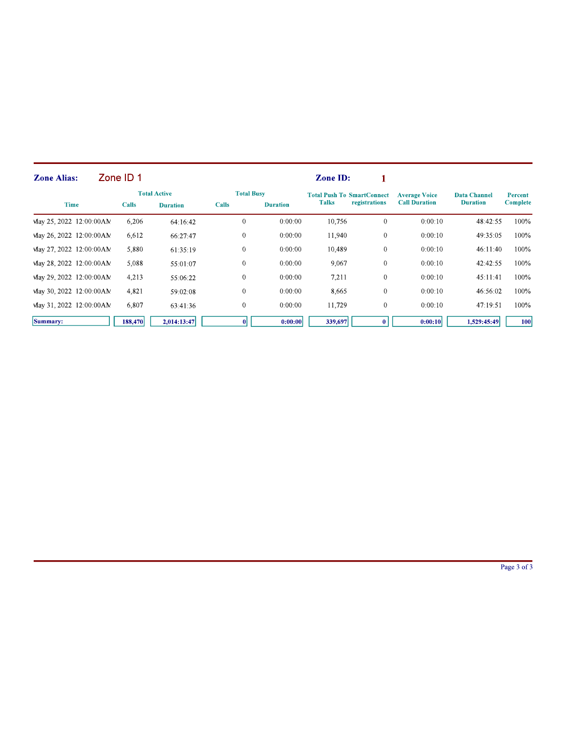**Zone Alias:** Zone ID 1 **Zone ID:** 1

| Time | Total Active Calls | Total Active Duration | Total Busy Calls | Total Busy Duration | Total Push To Talks | SmartConnect registrations | Average Voice Call Duration | Data Channel Duration | Percent Complete |
|---|---|---|---|---|---|---|---|---|---|
| May 25, 2022 12:00:00AM | 6,206 | 64:16:42 | 0 | 0:00:00 | 10,756 | 0 | 0:00:10 | 48:42:55 | 100% |
| May 26, 2022 12:00:00AM | 6,612 | 66:27:47 | 0 | 0:00:00 | 11,940 | 0 | 0:00:10 | 49:35:05 | 100% |
| May 27, 2022 12:00:00AM | 5,880 | 61:35:19 | 0 | 0:00:00 | 10,489 | 0 | 0:00:10 | 46:11:40 | 100% |
| May 28, 2022 12:00:00AM | 5,088 | 55:01:07 | 0 | 0:00:00 | 9,067 | 0 | 0:00:10 | 42:42:55 | 100% |
| May 29, 2022 12:00:00AM | 4,213 | 55:06:22 | 0 | 0:00:00 | 7,211 | 0 | 0:00:10 | 45:11:41 | 100% |
| May 30, 2022 12:00:00AM | 4,821 | 59:02:08 | 0 | 0:00:00 | 8,665 | 0 | 0:00:10 | 46:56:02 | 100% |
| May 31, 2022 12:00:00AM | 6,807 | 63:41:36 | 0 | 0:00:00 | 11,729 | 0 | 0:00:10 | 47:19:51 | 100% |
| **Summary:** | **188,470** | **2,014:13:47** | **0** | **0:00:00** | **339,697** | **0** | **0:00:10** | **1,529:45:49** | **100** |